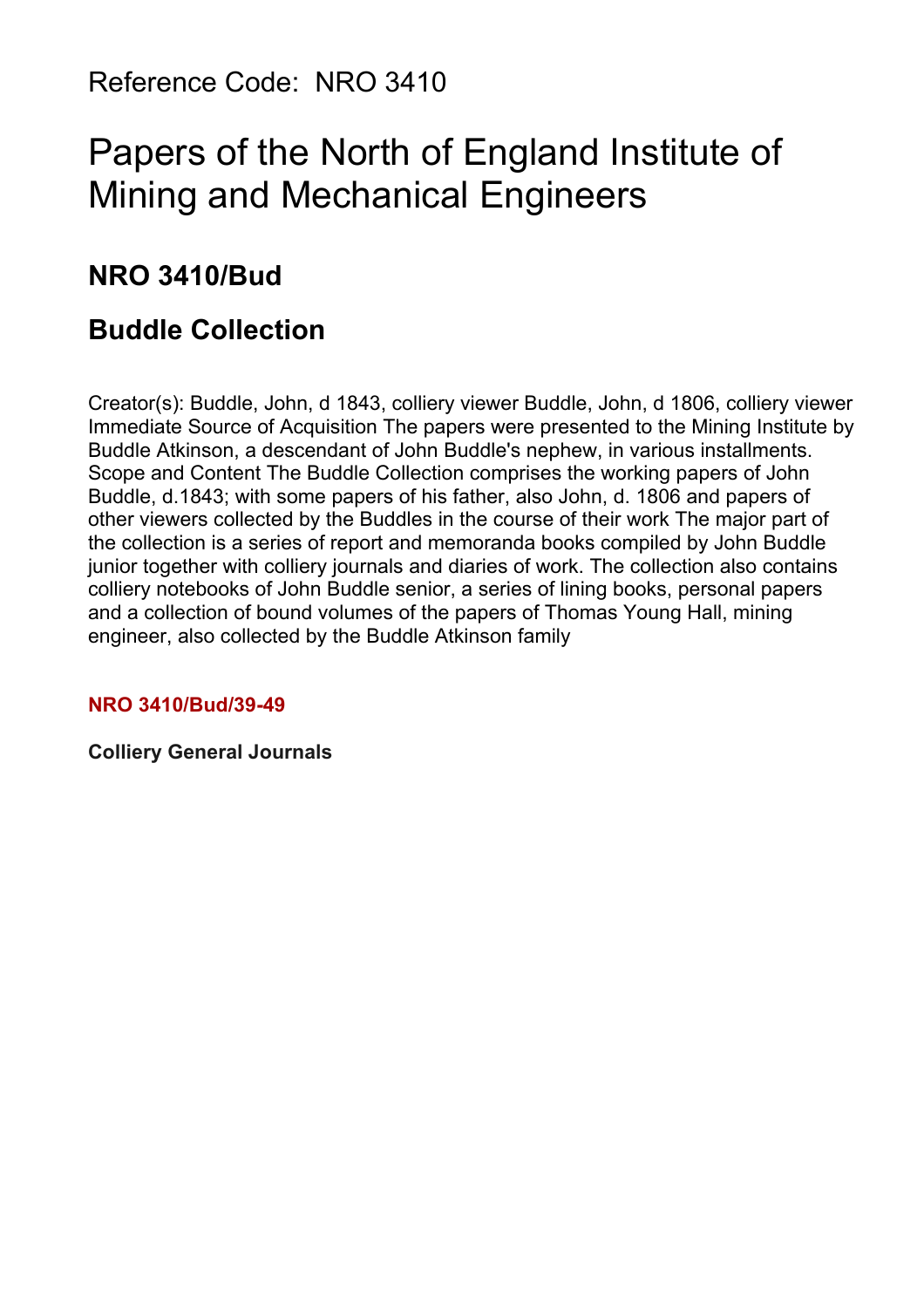Reference Code: NRO 3410

# Papers of the North of England Institute of Mining and Mechanical Engineers

## NRO 3410/Bud

## Buddle Collection

Creator(s): Buddle, John, d 1843, colliery viewer Buddle, John, d 1806, colliery viewer Immediate Source of Acquisition The papers were presented to the Mining Institute by Buddle Atkinson, a descendant of John Buddle's nephew, in various installments. Scope and Content The Buddle Collection comprises the working papers of John Buddle, d.1843; with some papers of his father, also John, d. 1806 and papers of other viewers collected by the Buddles in the course of their work The major part of the collection is a series of report and memoranda books compiled by John Buddle junior together with colliery journals and diaries of work. The collection also contains colliery notebooks of John Buddle senior, a series of lining books, personal papers and a collection of bound volumes of the papers of Thomas Young Hall, mining engineer, also collected by the Buddle Atkinson family

**NRO 3410/Bud/39-49**

**Colliery General Journals**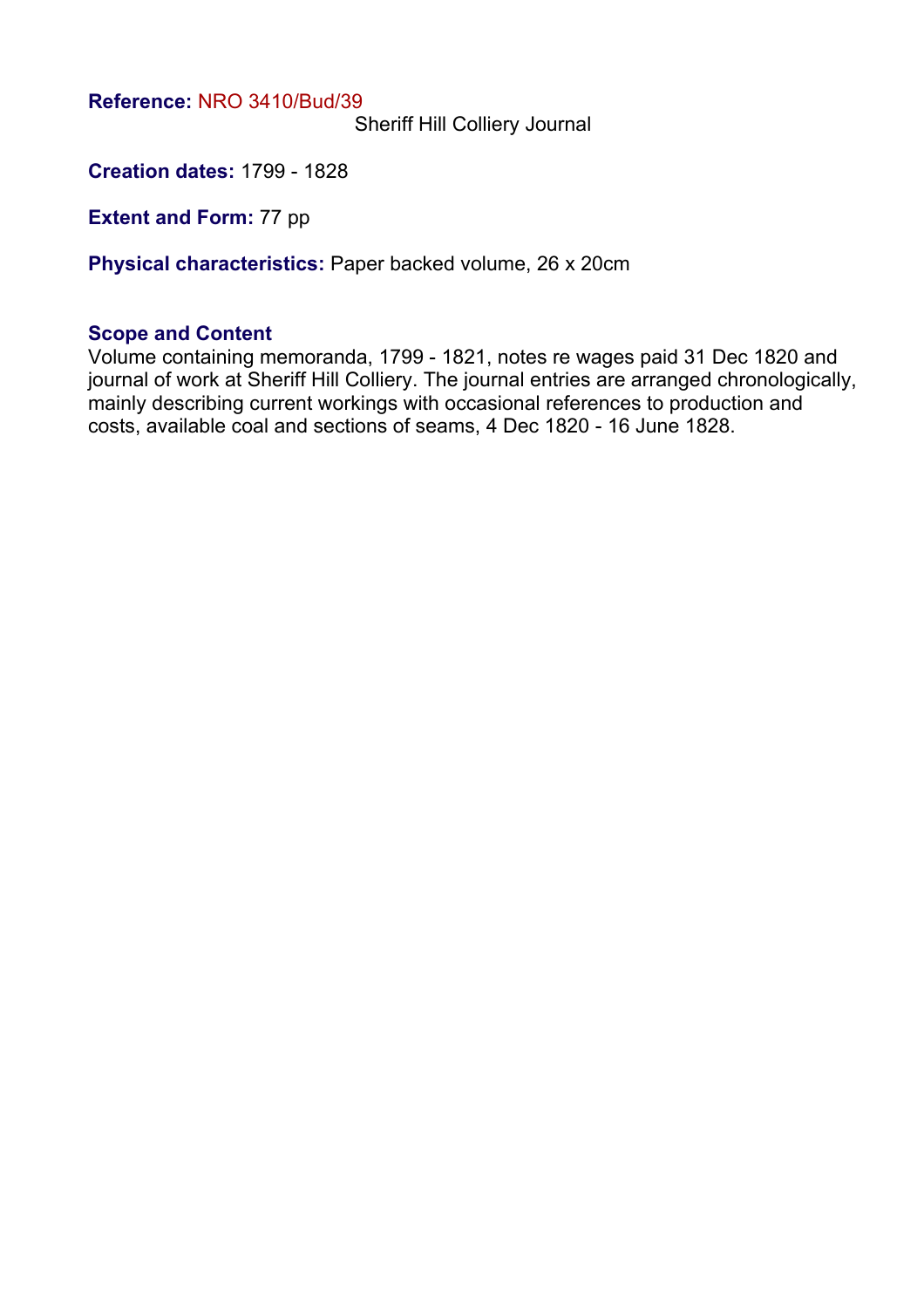**Reference:** NRO 3410/Bud/39

Sheriff Hill Colliery Journal

**Creation dates:** 1799 - 1828

**Extent and Form:** 77 pp

**Physical characteristics:** Paper backed volume, 26 x 20cm

## Scope and Content

Volume containing memoranda, 1799 - 1821, notes re wages paid 31 Dec 1820 and journal of work at Sheriff Hill Colliery. The journal entries are arranged chronologically, mainly describing current workings with occasional references to production and costs, available coal and sections of seams, 4 Dec 1820 - 16 June 1828.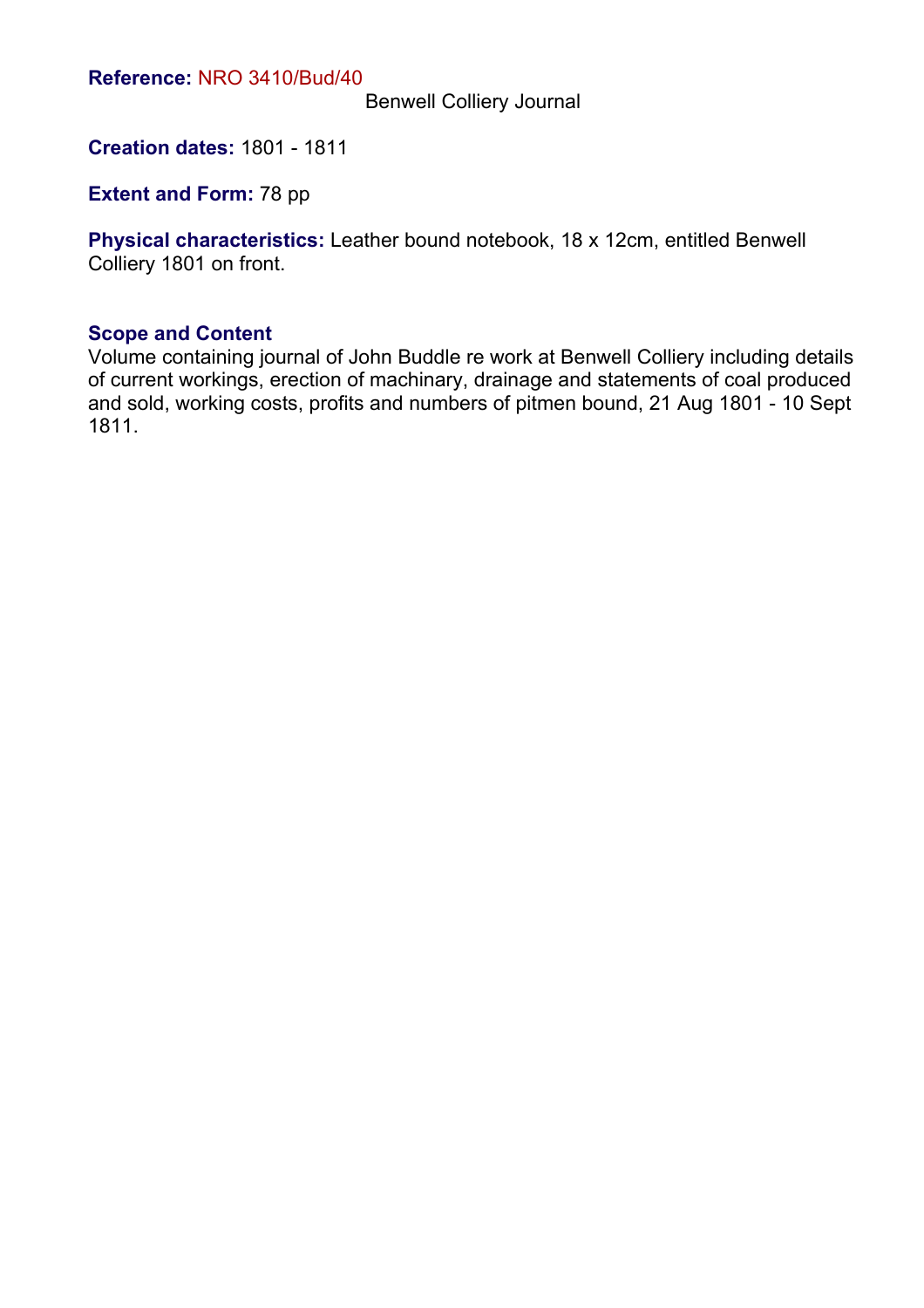**Reference:** NRO 3410/Bud/40

Benwell Colliery Journal

**Creation dates:** 1801 - 1811

**Extent and Form:** 78 pp

**Physical characteristics:** Leather bound notebook, 18 x 12cm, entitled Benwell Colliery 1801 on front.

**Scope and Content**

Volume containing journal of John Buddle re work at Benwell Colliery including details of current workings, erection of machinary, drainage and statements of coal produced and sold, working costs, profits and numbers of pitmen bound, 21 Aug 1801 - 10 Sept 1811.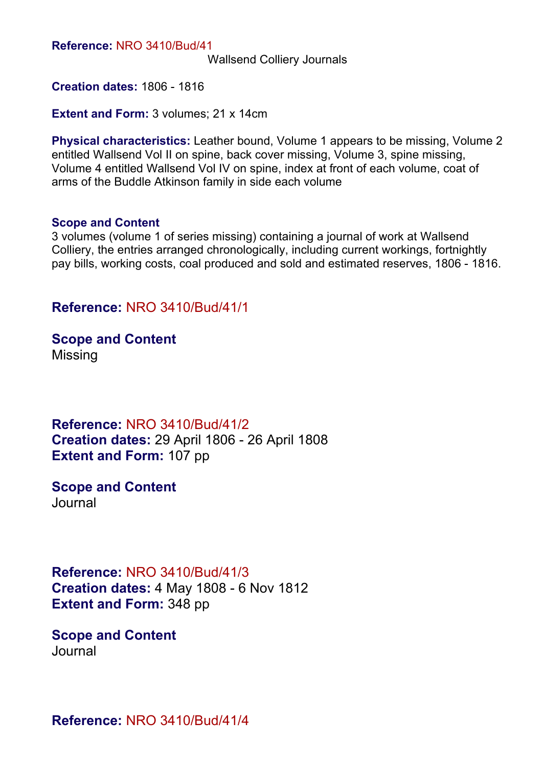**Reference:** NRO 3410/Bud/41

Wallsend Colliery Journals

**Creation dates:** 1806 - 1816

**Extent and Form:** 3 volumes; 21 x 14cm

**Physical characteristics:** Leather bound, Volume 1 appears to be missing, Volume 2 entitled Wallsend Vol II on spine, back cover missing, Volume 3, spine missing, Volume 4 entitled Wallsend Vol IV on spine, index at front of each volume, coat of arms of the Buddle Atkinson family in side each volume

**Scope and Content**
3 volumes (volume 1 of series missing) containing a journal of work at Wallsend Colliery, the entries arranged chronologically, including current workings, fortnightly pay bills, working costs, coal produced and sold and estimated reserves, 1806 - 1816.

**Reference:** NRO 3410/Bud/41/1

**Scope and Content**
Missing

**Reference:** NRO 3410/Bud/41/2
**Creation dates:** 29 April 1806 - 26 April 1808
**Extent and Form:** 107 pp

**Scope and Content**
Journal

**Reference:** NRO 3410/Bud/41/3
**Creation dates:** 4 May 1808 - 6 Nov 1812
**Extent and Form:** 348 pp

**Scope and Content**
Journal

**Reference:** NRO 3410/Bud/41/4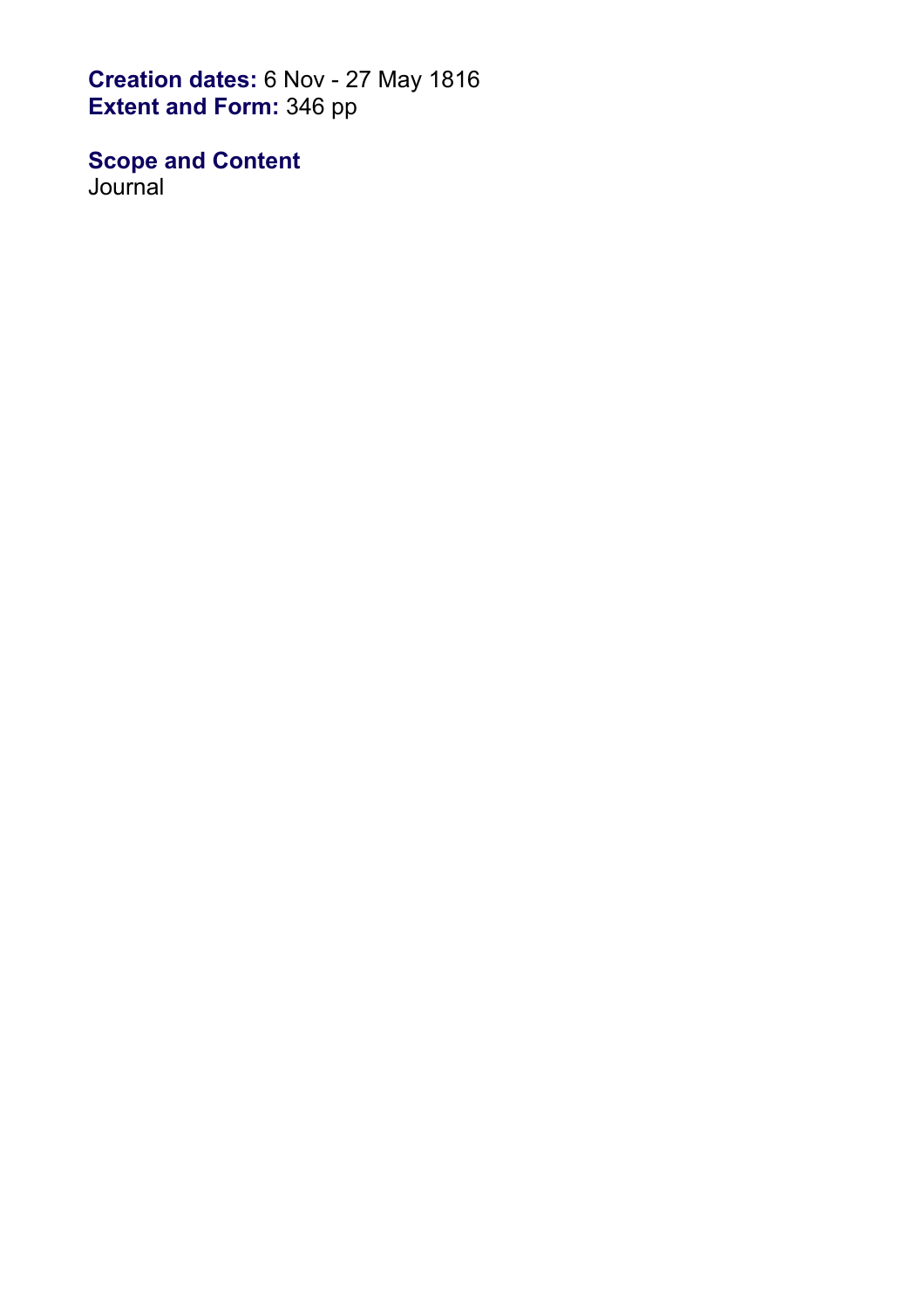**Creation dates:** 6 Nov - 27 May 1816
**Extent and Form:** 346 pp

**Scope and Content**
Journal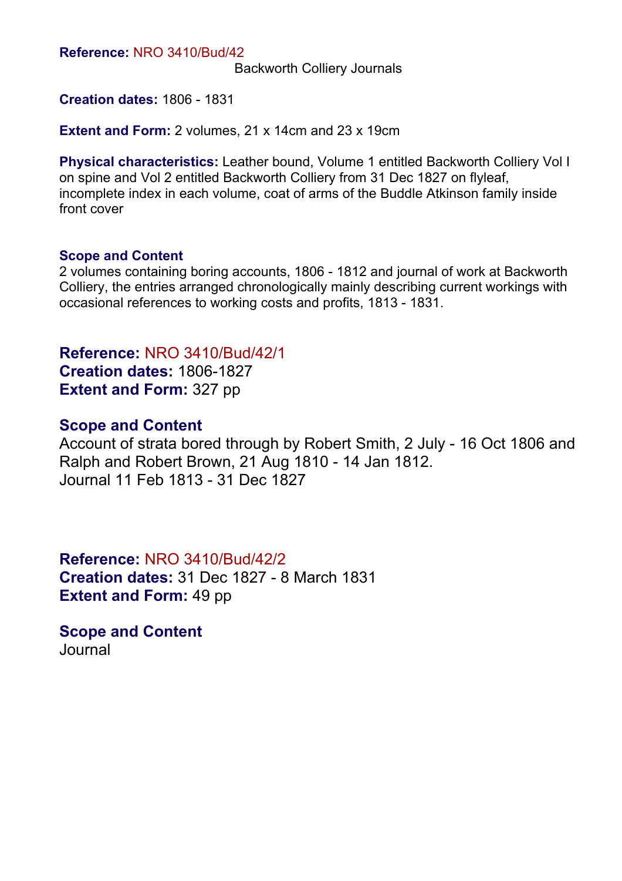**Reference:** NRO 3410/Bud/42

Backworth Colliery Journals

**Creation dates:** 1806 - 1831

**Extent and Form:** 2 volumes, 21 x 14cm and 23 x 19cm

**Physical characteristics:** Leather bound, Volume 1 entitled Backworth Colliery Vol I on spine and Vol 2 entitled Backworth Colliery from 31 Dec 1827 on flyleaf, incomplete index in each volume, coat of arms of the Buddle Atkinson family inside front cover

**Scope and Content**

2 volumes containing boring accounts, 1806 - 1812 and journal of work at Backworth Colliery, the entries arranged chronologically mainly describing current workings with occasional references to working costs and profits, 1813 - 1831.

**Reference:** NRO 3410/Bud/42/1

**Creation dates:** 1806-1827

**Extent and Form:** 327 pp

**Scope and Content**

Account of strata bored through by Robert Smith, 2 July - 16 Oct 1806 and Ralph and Robert Brown, 21 Aug 1810 - 14 Jan 1812.

Journal 11 Feb 1813 - 31 Dec 1827

**Reference:** NRO 3410/Bud/42/2

**Creation dates:** 31 Dec 1827 - 8 March 1831

**Extent and Form:** 49 pp

**Scope and Content**

Journal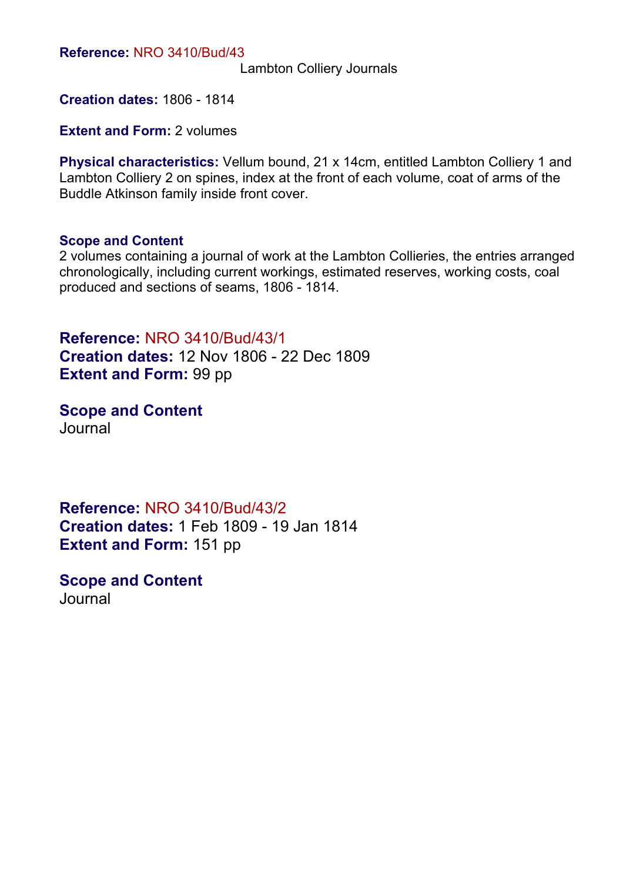**Reference:** NRO 3410/Bud/43

Lambton Colliery Journals

**Creation dates:** 1806 - 1814

**Extent and Form:** 2 volumes

**Physical characteristics:** Vellum bound, 21 x 14cm, entitled Lambton Colliery 1 and Lambton Colliery 2 on spines, index at the front of each volume, coat of arms of the Buddle Atkinson family inside front cover.

**Scope and Content**

2 volumes containing a journal of work at the Lambton Collieries, the entries arranged chronologically, including current workings, estimated reserves, working costs, coal produced and sections of seams, 1806 - 1814.

**Reference:** NRO 3410/Bud/43/1
**Creation dates:** 12 Nov 1806 - 22 Dec 1809
**Extent and Form:** 99 pp

**Scope and Content**

Journal

**Reference:** NRO 3410/Bud/43/2
**Creation dates:** 1 Feb 1809 - 19 Jan 1814
**Extent and Form:** 151 pp

**Scope and Content**

Journal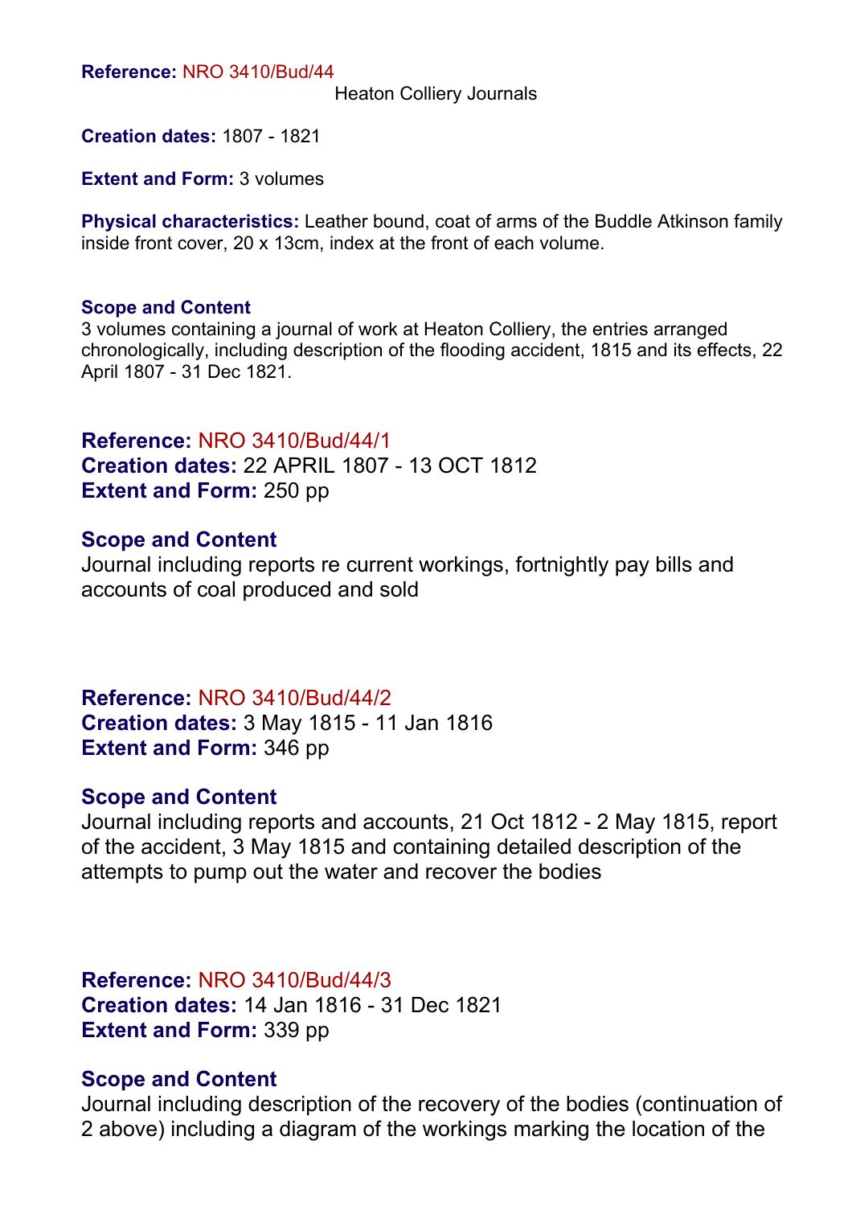**Reference:** NRO 3410/Bud/44

Heaton Colliery Journals

**Creation dates:** 1807 - 1821

**Extent and Form:** 3 volumes

**Physical characteristics:** Leather bound, coat of arms of the Buddle Atkinson family inside front cover, 20 x 13cm, index at the front of each volume.

**Scope and Content**
3 volumes containing a journal of work at Heaton Colliery, the entries arranged chronologically, including description of the flooding accident, 1815 and its effects, 22 April 1807 - 31 Dec 1821.

**Reference:** NRO 3410/Bud/44/1
**Creation dates:** 22 APRIL 1807 - 13 OCT 1812
**Extent and Form:** 250 pp

**Scope and Content**
Journal including reports re current workings, fortnightly pay bills and accounts of coal produced and sold

**Reference:** NRO 3410/Bud/44/2
**Creation dates:** 3 May 1815 - 11 Jan 1816
**Extent and Form:** 346 pp

**Scope and Content**
Journal including reports and accounts, 21 Oct 1812 - 2 May 1815, report of the accident, 3 May 1815 and containing detailed description of the attempts to pump out the water and recover the bodies

**Reference:** NRO 3410/Bud/44/3
**Creation dates:** 14 Jan 1816 - 31 Dec 1821
**Extent and Form:** 339 pp

**Scope and Content**
Journal including description of the recovery of the bodies (continuation of 2 above) including a diagram of the workings marking the location of the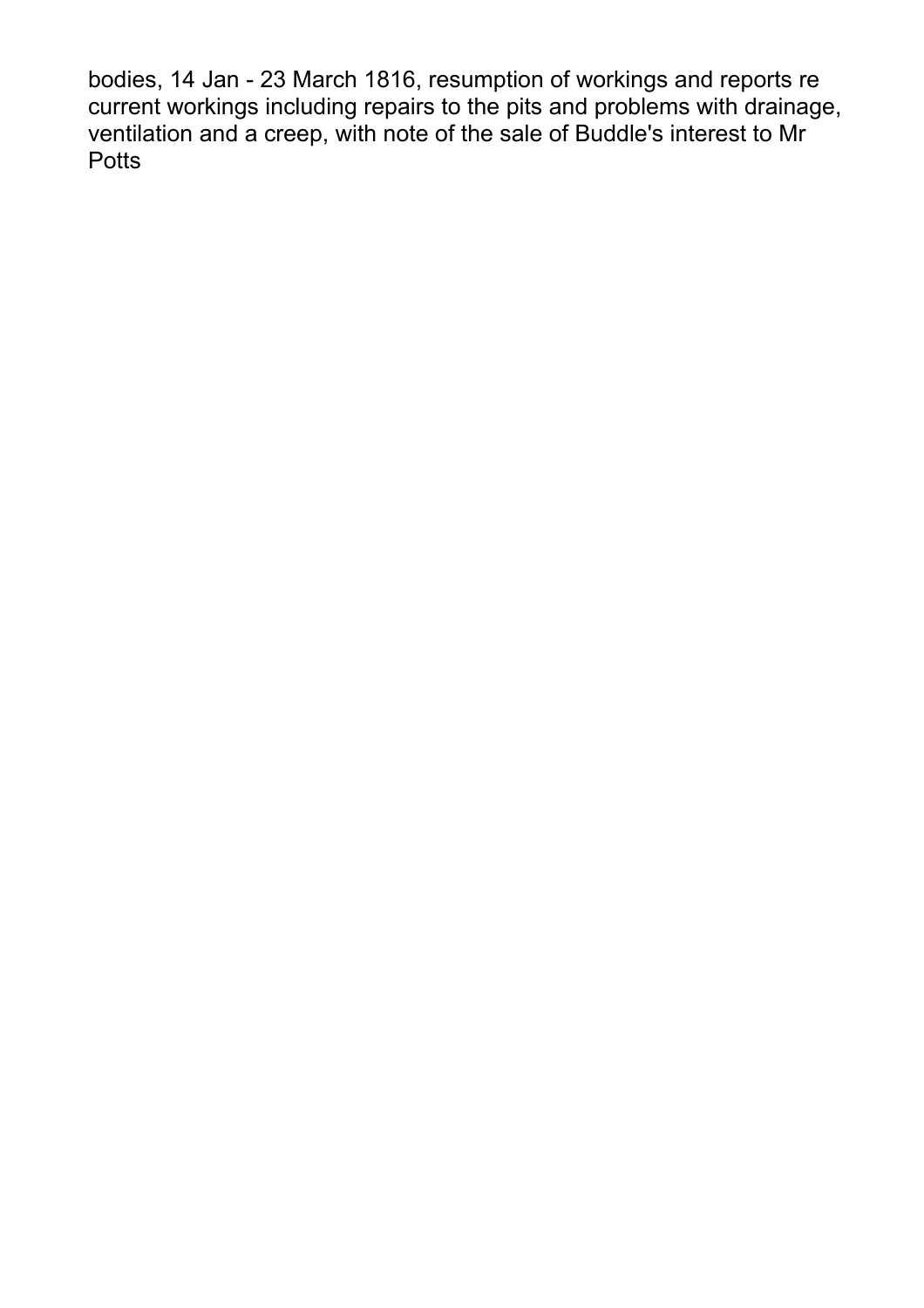bodies, 14 Jan - 23 March 1816, resumption of workings and reports re current workings including repairs to the pits and problems with drainage, ventilation and a creep, with note of the sale of Buddle's interest to Mr Potts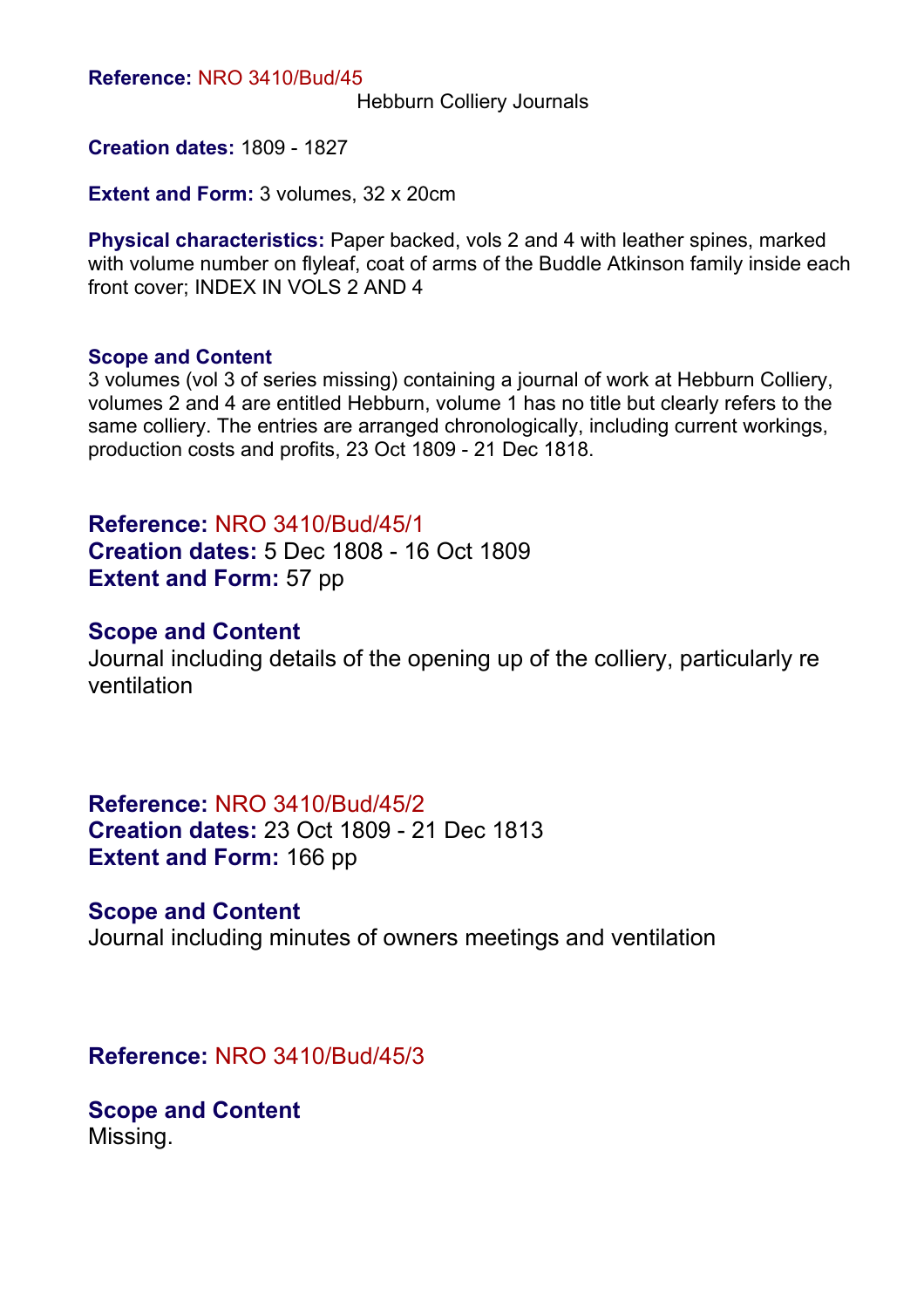**Reference:** NRO 3410/Bud/45

Hebburn Colliery Journals

**Creation dates:** 1809 - 1827

**Extent and Form:** 3 volumes, 32 x 20cm

**Physical characteristics:** Paper backed, vols 2 and 4 with leather spines, marked with volume number on flyleaf, coat of arms of the Buddle Atkinson family inside each front cover; INDEX IN VOLS 2 AND 4

**Scope and Content**
3 volumes (vol 3 of series missing) containing a journal of work at Hebburn Colliery, volumes 2 and 4 are entitled Hebburn, volume 1 has no title but clearly refers to the same colliery. The entries are arranged chronologically, including current workings, production costs and profits, 23 Oct 1809 - 21 Dec 1818.

**Reference:** NRO 3410/Bud/45/1
**Creation dates:** 5 Dec 1808 - 16 Oct 1809
**Extent and Form:** 57 pp

**Scope and Content**
Journal including details of the opening up of the colliery, particularly re ventilation

**Reference:** NRO 3410/Bud/45/2
**Creation dates:** 23 Oct 1809 - 21 Dec 1813
**Extent and Form:** 166 pp

**Scope and Content**
Journal including minutes of owners meetings and ventilation

**Reference:** NRO 3410/Bud/45/3

**Scope and Content**
Missing.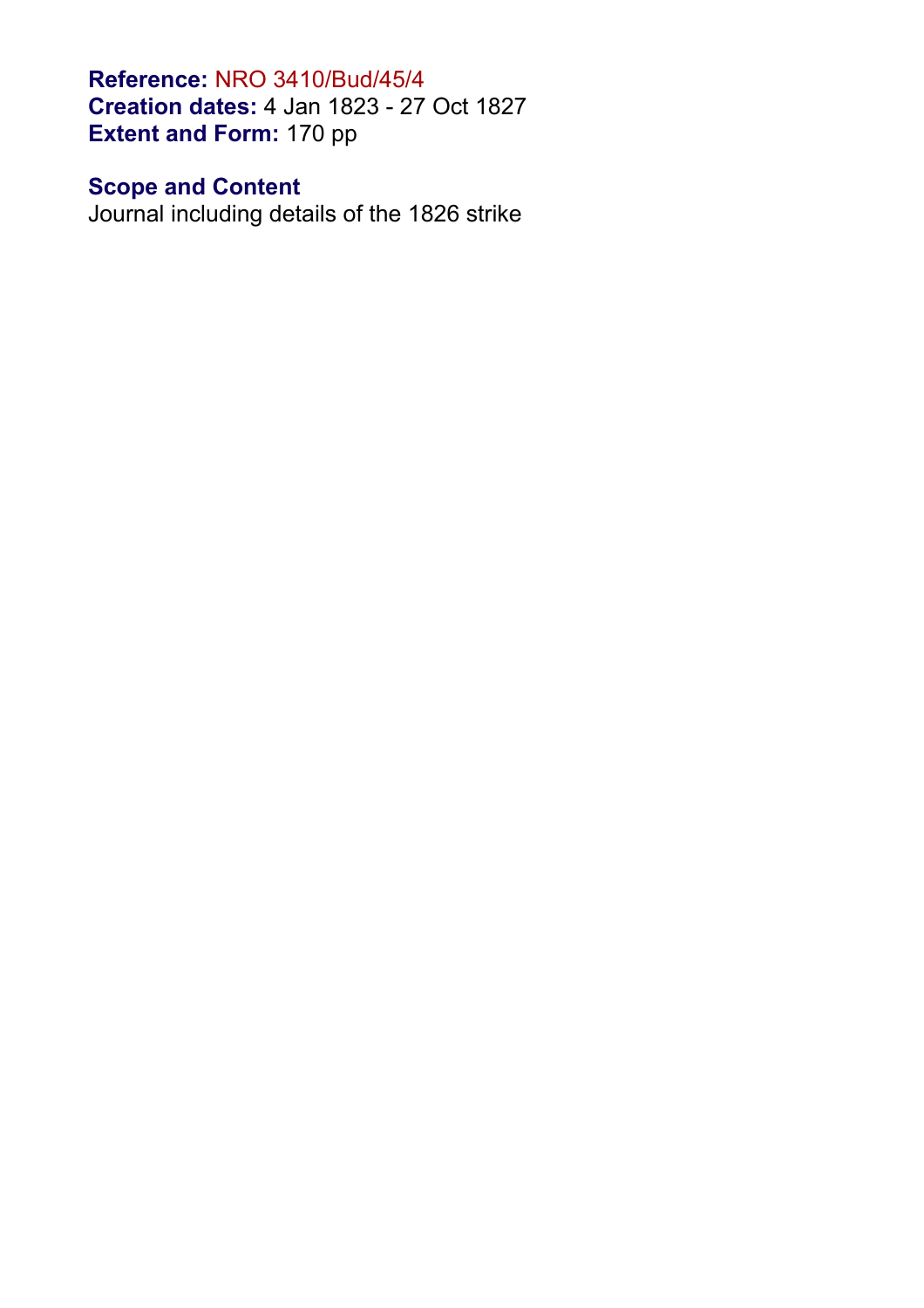**Reference:** NRO 3410/Bud/45/4
**Creation dates:** 4 Jan 1823 - 27 Oct 1827
**Extent and Form:** 170 pp

**Scope and Content**
Journal including details of the 1826 strike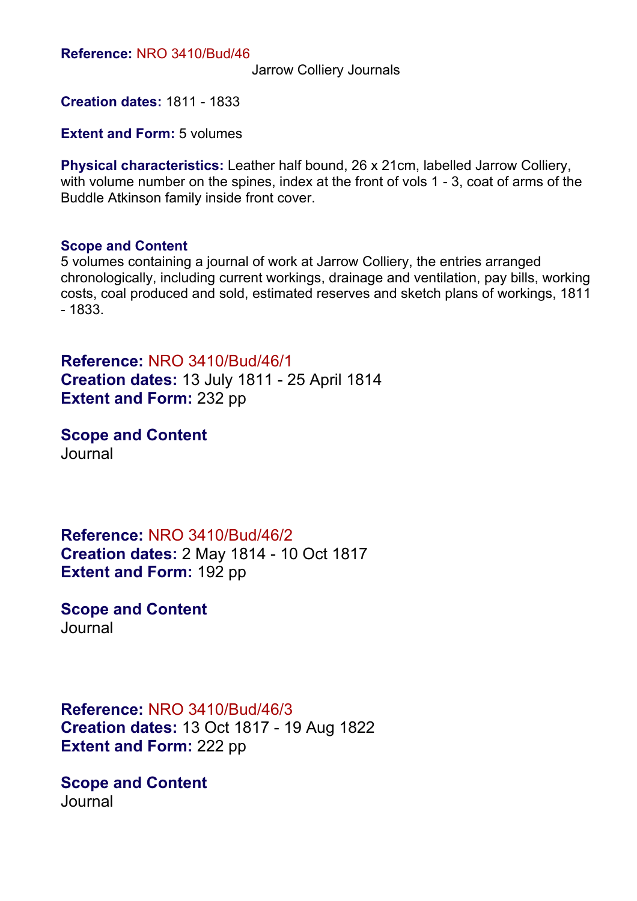**Reference:** NRO 3410/Bud/46

Jarrow Colliery Journals

**Creation dates:** 1811 - 1833

**Extent and Form:** 5 volumes

**Physical characteristics:** Leather half bound, 26 x 21cm, labelled Jarrow Colliery, with volume number on the spines, index at the front of vols 1 - 3, coat of arms of the Buddle Atkinson family inside front cover.

**Scope and Content**
5 volumes containing a journal of work at Jarrow Colliery, the entries arranged chronologically, including current workings, drainage and ventilation, pay bills, working costs, coal produced and sold, estimated reserves and sketch plans of workings, 1811 - 1833.

**Reference:** NRO 3410/Bud/46/1
**Creation dates:** 13 July 1811 - 25 April 1814
**Extent and Form:** 232 pp

**Scope and Content**
Journal

**Reference:** NRO 3410/Bud/46/2
**Creation dates:** 2 May 1814 - 10 Oct 1817
**Extent and Form:** 192 pp

**Scope and Content**
Journal

**Reference:** NRO 3410/Bud/46/3
**Creation dates:** 13 Oct 1817 - 19 Aug 1822
**Extent and Form:** 222 pp

**Scope and Content**
Journal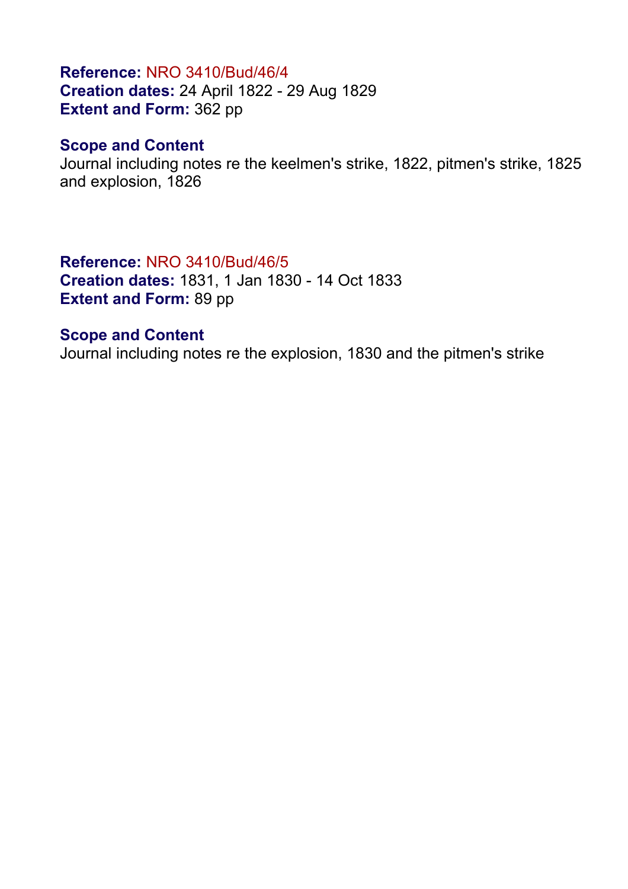**Reference:** NRO 3410/Bud/46/4
**Creation dates:** 24 April 1822 - 29 Aug 1829
**Extent and Form:** 362 pp

**Scope and Content**
Journal including notes re the keelmen's strike, 1822, pitmen's strike, 1825 and explosion, 1826

**Reference:** NRO 3410/Bud/46/5
**Creation dates:** 1831, 1 Jan 1830 - 14 Oct 1833
**Extent and Form:** 89 pp

**Scope and Content**
Journal including notes re the explosion, 1830 and the pitmen's strike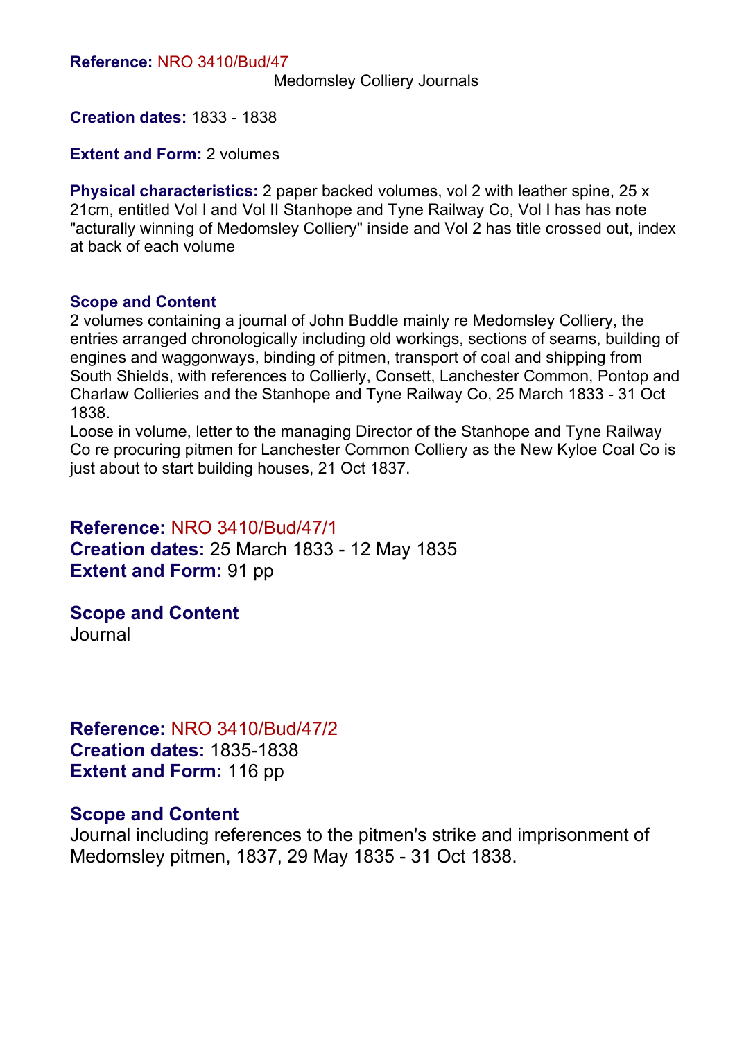**Reference:** NRO 3410/Bud/47

Medomsley Colliery Journals

**Creation dates:** 1833 - 1838

**Extent and Form:** 2 volumes

**Physical characteristics:** 2 paper backed volumes, vol 2 with leather spine, 25 x 21cm, entitled Vol I and Vol II Stanhope and Tyne Railway Co, Vol I has has note "acturally winning of Medomsley Colliery" inside and Vol 2 has title crossed out, index at back of each volume

**Scope and Content**

2 volumes containing a journal of John Buddle mainly re Medomsley Colliery, the entries arranged chronologically including old workings, sections of seams, building of engines and waggonways, binding of pitmen, transport of coal and shipping from South Shields, with references to Collierly, Consett, Lanchester Common, Pontop and Charlaw Collieries and the Stanhope and Tyne Railway Co, 25 March 1833 - 31 Oct 1838.

Loose in volume, letter to the managing Director of the Stanhope and Tyne Railway Co re procuring pitmen for Lanchester Common Colliery as the New Kyloe Coal Co is just about to start building houses, 21 Oct 1837.

**Reference:** NRO 3410/Bud/47/1

**Creation dates:** 25 March 1833 - 12 May 1835

**Extent and Form:** 91 pp

**Scope and Content**

Journal

**Reference:** NRO 3410/Bud/47/2

**Creation dates:** 1835-1838

**Extent and Form:** 116 pp

**Scope and Content**

Journal including references to the pitmen's strike and imprisonment of Medomsley pitmen, 1837, 29 May 1835 - 31 Oct 1838.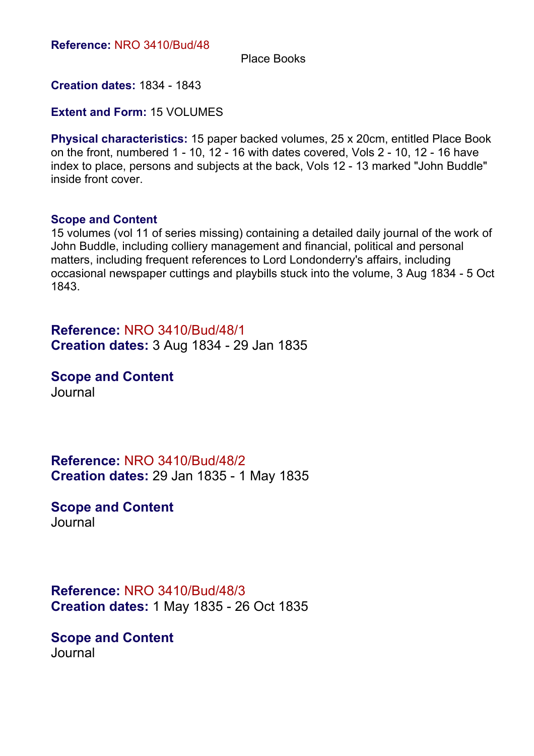**Reference:** NRO 3410/Bud/48

Place Books

**Creation dates:** 1834 - 1843

**Extent and Form:** 15 VOLUMES

**Physical characteristics:** 15 paper backed volumes, 25 x 20cm, entitled Place Book on the front, numbered 1 - 10, 12 - 16 with dates covered, Vols 2 - 10, 12 - 16 have index to place, persons and subjects at the back, Vols 12 - 13 marked "John Buddle" inside front cover.

**Scope and Content**
15 volumes (vol 11 of series missing) containing a detailed daily journal of the work of John Buddle, including colliery management and financial, political and personal matters, including frequent references to Lord Londonderry's affairs, including occasional newspaper cuttings and playbills stuck into the volume, 3 Aug 1834 - 5 Oct 1843.

**Reference:** NRO 3410/Bud/48/1
**Creation dates:** 3 Aug 1834 - 29 Jan 1835

**Scope and Content**
Journal

**Reference:** NRO 3410/Bud/48/2
**Creation dates:** 29 Jan 1835 - 1 May 1835

**Scope and Content**
Journal

**Reference:** NRO 3410/Bud/48/3
**Creation dates:** 1 May 1835 - 26 Oct 1835

**Scope and Content**
Journal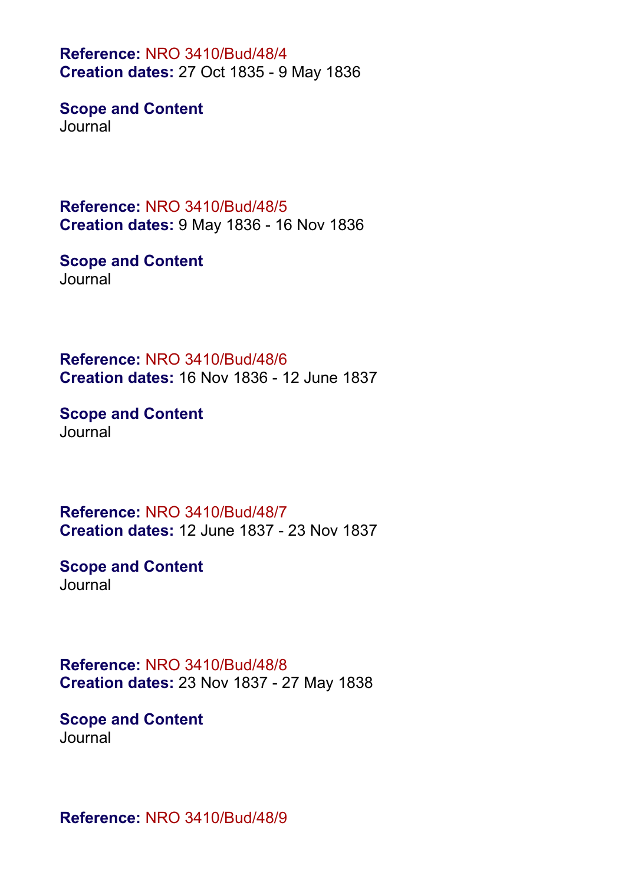**Reference:** NRO 3410/Bud/48/4
**Creation dates:** 27 Oct 1835 - 9 May 1836

**Scope and Content**
Journal

**Reference:** NRO 3410/Bud/48/5
**Creation dates:** 9 May 1836 - 16 Nov 1836

**Scope and Content**
Journal

**Reference:** NRO 3410/Bud/48/6
**Creation dates:** 16 Nov 1836 - 12 June 1837

**Scope and Content**
Journal

**Reference:** NRO 3410/Bud/48/7
**Creation dates:** 12 June 1837 - 23 Nov 1837

**Scope and Content**
Journal

**Reference:** NRO 3410/Bud/48/8
**Creation dates:** 23 Nov 1837 - 27 May 1838

**Scope and Content**
Journal

**Reference:** NRO 3410/Bud/48/9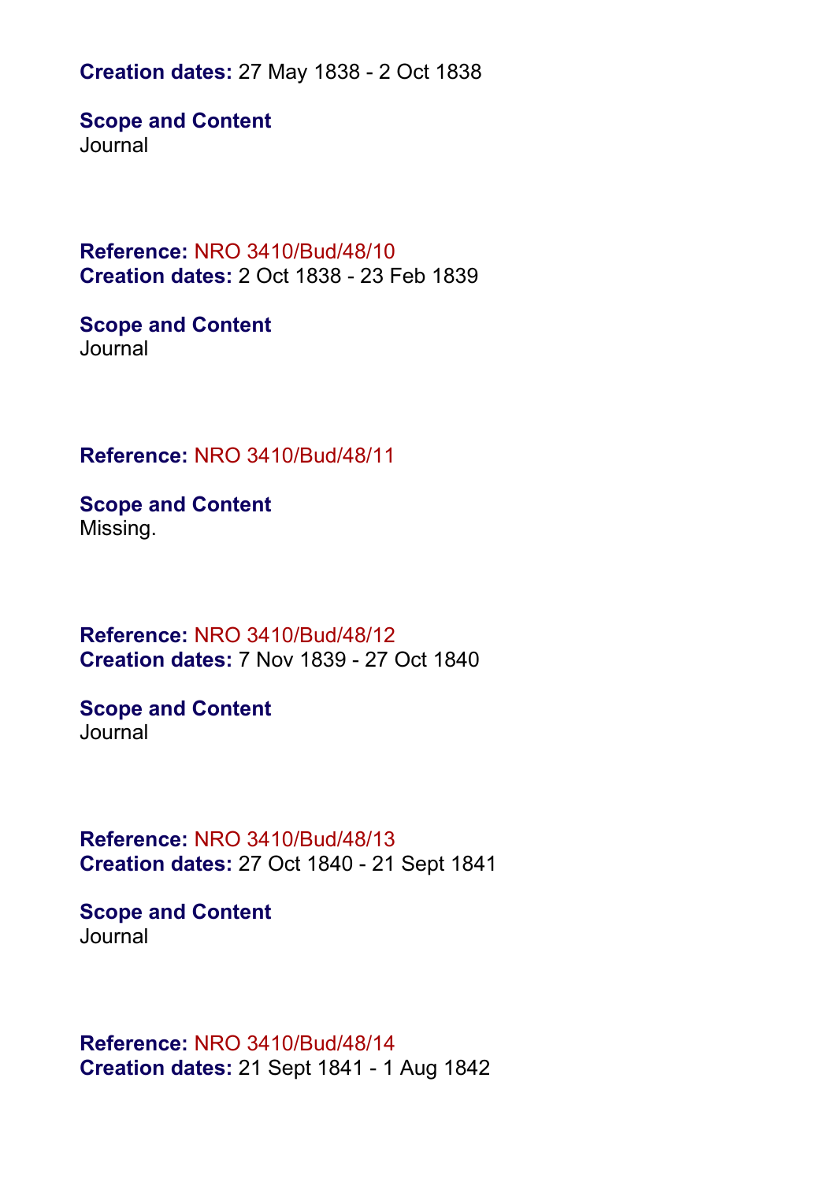**Creation dates:** 27 May 1838 - 2 Oct 1838

**Scope and Content**
Journal

**Reference:** NRO 3410/Bud/48/10
**Creation dates:** 2 Oct 1838 - 23 Feb 1839

**Scope and Content**
Journal

**Reference:** NRO 3410/Bud/48/11

**Scope and Content**
Missing.

**Reference:** NRO 3410/Bud/48/12
**Creation dates:** 7 Nov 1839 - 27 Oct 1840

**Scope and Content**
Journal

**Reference:** NRO 3410/Bud/48/13
**Creation dates:** 27 Oct 1840 - 21 Sept 1841

**Scope and Content**
Journal

**Reference:** NRO 3410/Bud/48/14
**Creation dates:** 21 Sept 1841 - 1 Aug 1842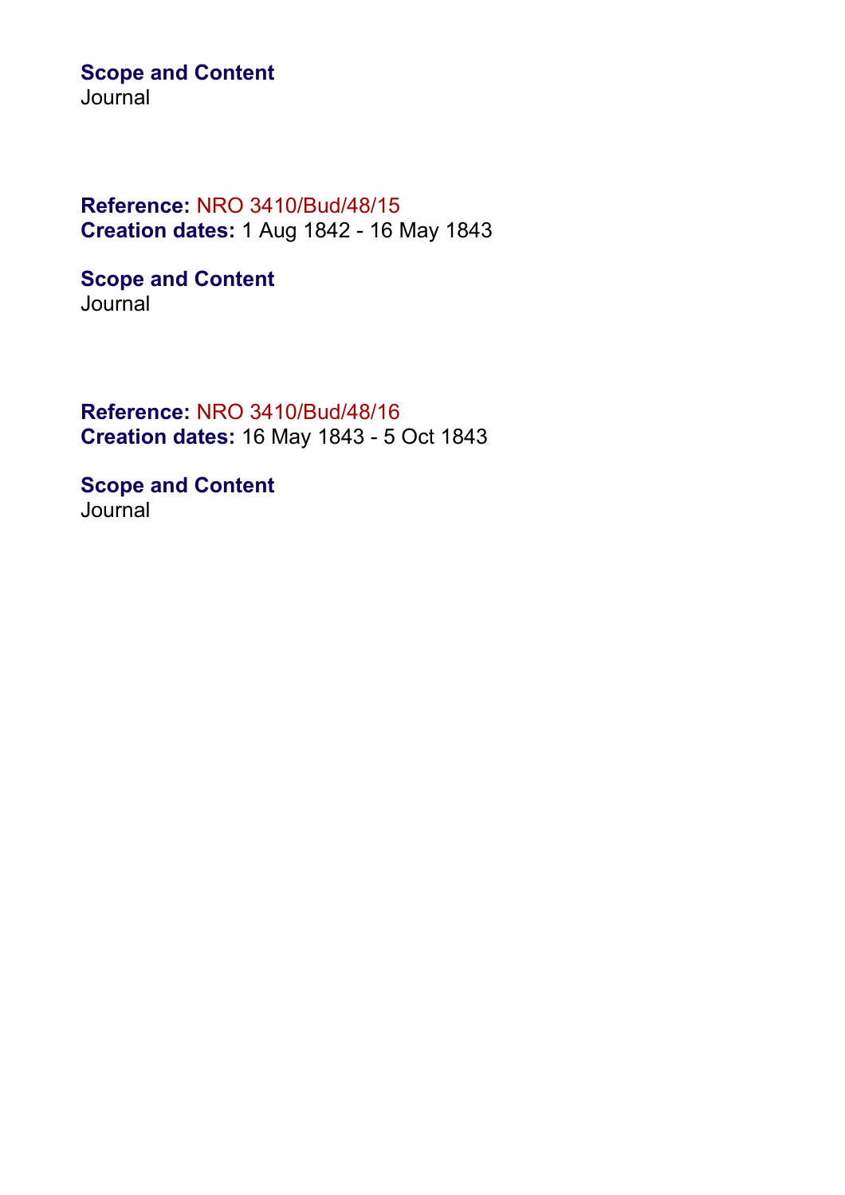**Scope and Content**
Journal

**Reference:** NRO 3410/Bud/48/15
**Creation dates:** 1 Aug 1842 - 16 May 1843

**Scope and Content**
Journal

**Reference:** NRO 3410/Bud/48/16
**Creation dates:** 16 May 1843 - 5 Oct 1843

**Scope and Content**
Journal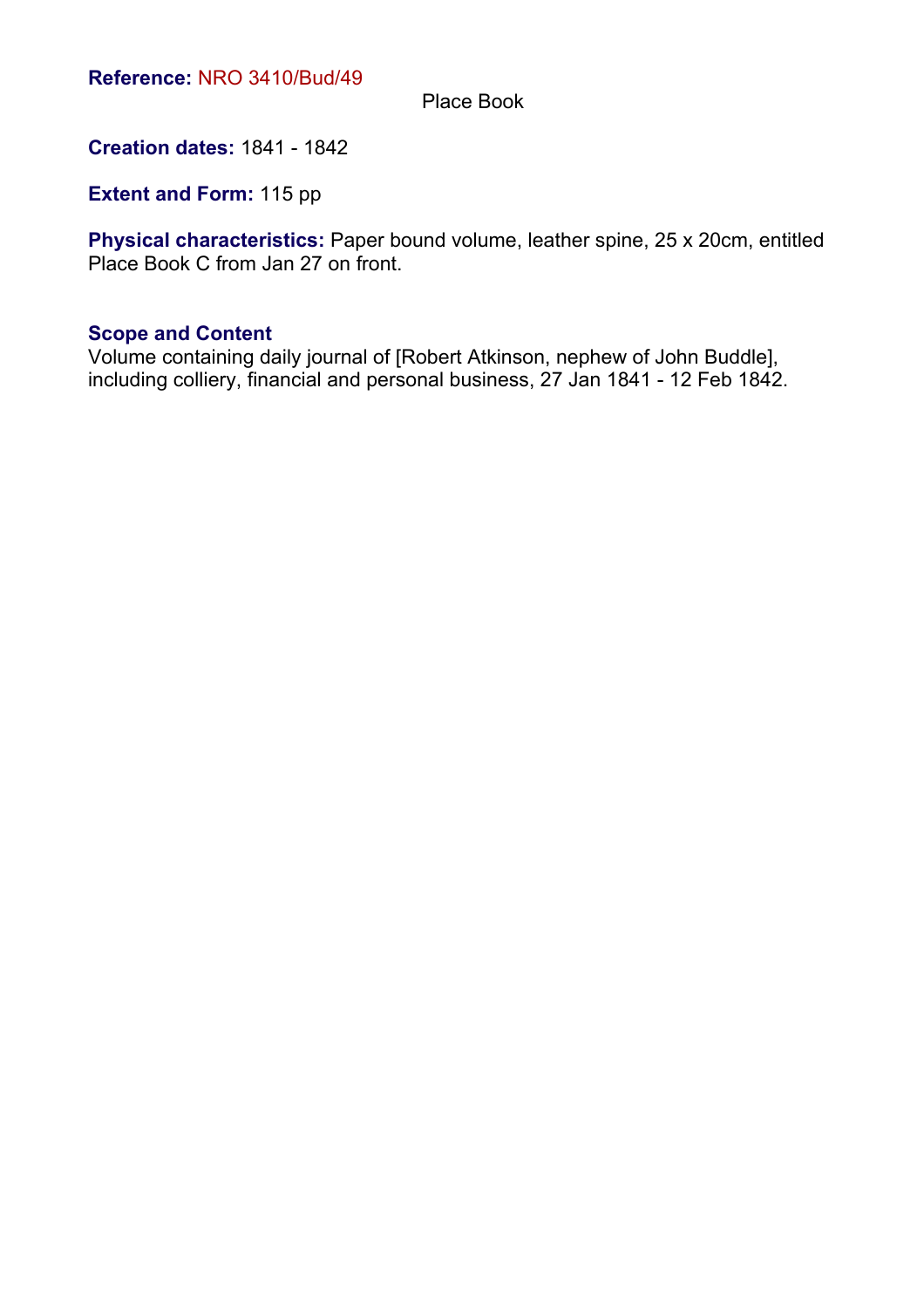**Reference:** NRO 3410/Bud/49

Place Book

**Creation dates:** 1841 - 1842

**Extent and Form:** 115 pp

**Physical characteristics:** Paper bound volume, leather spine, 25 x 20cm, entitled Place Book C from Jan 27 on front.

**Scope and Content**

Volume containing daily journal of [Robert Atkinson, nephew of John Buddle], including colliery, financial and personal business, 27 Jan 1841 - 12 Feb 1842.